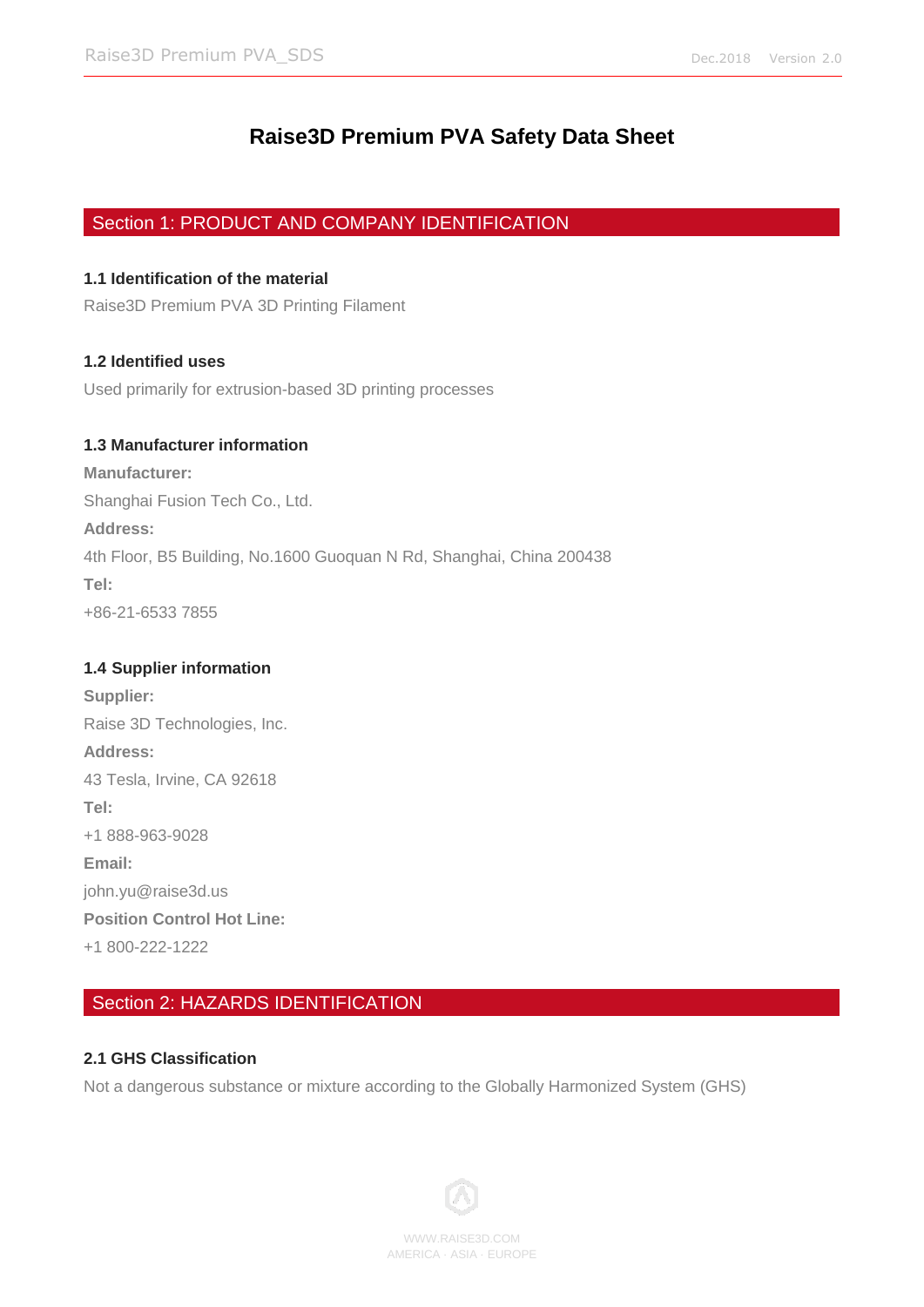# Raise3D Premium PVA Safety Data Sheet

## Section 1: PRODUCT AND COMPANY IDENTIFICATION

### 1.1 Identification of the material

Raise3D Premium PVA 3D Printing Filament

### 1.2 Identified uses

Used primarily for extrusion-based 3D printing processes

### 1.3 Manufacturer information

**Manufacturer:**

Shanghai Fusion Tech Co., Ltd.

**Address:**

4th Floor, B5 Building, No.1600 Guoquan N Rd, Shanghai, China 200438

**Tel:**

+86-21-6533 7855

### 1.4 Supplier information

**Supplier:**

Raise 3D Technologies, Inc.

**Address:**

43 Tesla, Irvine, CA 92618

**Tel:**

+1 888-963-9028

**Email:**

john.yu@raise3d.us

**Position Control Hot Line:**

+1 800-222-1222

## Section 2: HAZARDS IDENTIFICATION

### 2.1 GHS Classification

Not a dangerous substance or mixture according to the Globally Harmonized System (GHS)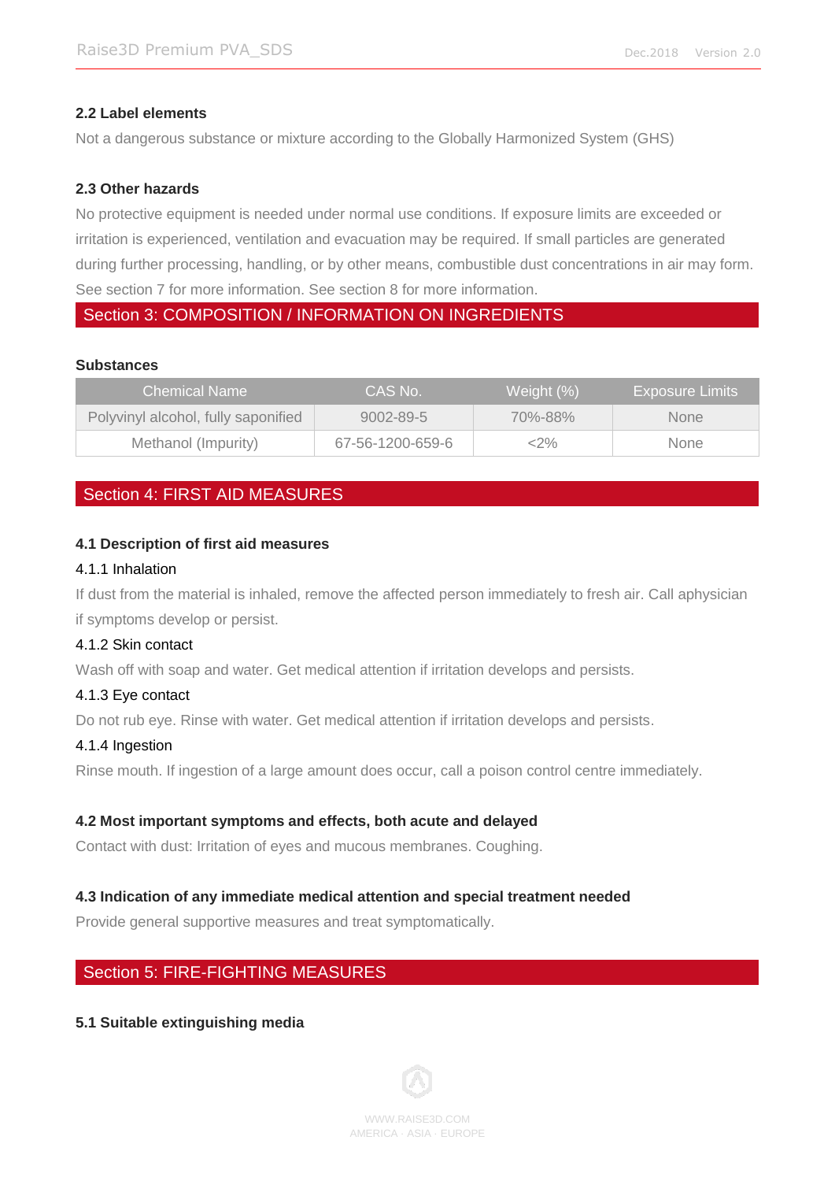### 2.2 Label elements

Not a dangerous substance or mixture according to the Globally Harmonized System (GHS)

### 2.3 Other hazards

No protective equipment is needed under normal use conditions. If exposure limits are exceeded or irritation is experienced, ventilation and evacuation may be required. If small particles are generated during further processing, handling, or by other means, combustible dust concentrations in air may form. See section 7 for more information. See section 8 for more information.

## Section 3: COMPOSITION / INFORMATION ON INGREDIENTS

### Substances

| Chemical Name | CAS No. | Weight (%) | Exposure Limits |
|---|---|---|---|
| Polyvinyl alcohol, fully saponified | 9002-89-5 | 70%-88% | None |
| Methanol (Impurity) | 67-56-1200-659-6 | <2% | None |

## Section 4: FIRST AID MEASURES

### 4.1 Description of first aid measures

#### 4.1.1 Inhalation

If dust from the material is inhaled, remove the affected person immediately to fresh air. Call aphysician if symptoms develop or persist.

#### 4.1.2 Skin contact

Wash off with soap and water. Get medical attention if irritation develops and persists.

#### 4.1.3 Eye contact

Do not rub eye. Rinse with water. Get medical attention if irritation develops and persists.

#### 4.1.4 Ingestion

Rinse mouth. If ingestion of a large amount does occur, call a poison control centre immediately.

### 4.2 Most important symptoms and effects, both acute and delayed

Contact with dust: Irritation of eyes and mucous membranes. Coughing.

### 4.3 Indication of any immediate medical attention and special treatment needed

Provide general supportive measures and treat symptomatically.

## Section 5: FIRE-FIGHTING MEASURES

### 5.1 Suitable extinguishing media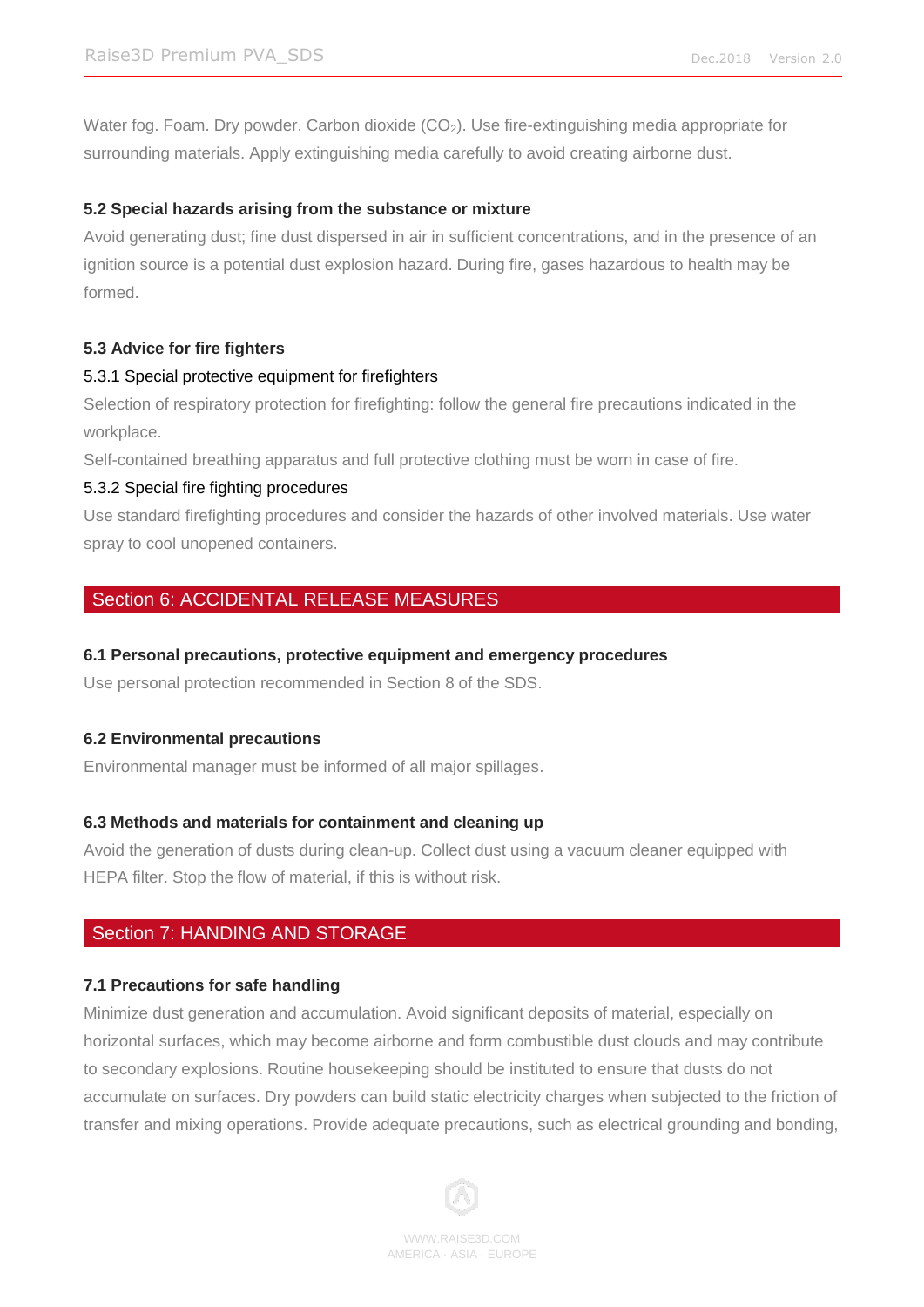Water fog. Foam. Dry powder. Carbon dioxide ($CO_2$). Use fire-extinguishing media appropriate for surrounding materials. Apply extinguishing media carefully to avoid creating airborne dust.

### 5.2 Special hazards arising from the substance or mixture

Avoid generating dust; fine dust dispersed in air in sufficient concentrations, and in the presence of an ignition source is a potential dust explosion hazard. During fire, gases hazardous to health may be formed.

### 5.3 Advice for fire fighters

#### 5.3.1 Special protective equipment for firefighters

Selection of respiratory protection for firefighting: follow the general fire precautions indicated in the workplace.

Self-contained breathing apparatus and full protective clothing must be worn in case of fire.

#### 5.3.2 Special fire fighting procedures

Use standard firefighting procedures and consider the hazards of other involved materials. Use water spray to cool unopened containers.

## Section 6: ACCIDENTAL RELEASE MEASURES

### 6.1 Personal precautions, protective equipment and emergency procedures

Use personal protection recommended in Section 8 of the SDS.

### 6.2 Environmental precautions

Environmental manager must be informed of all major spillages.

### 6.3 Methods and materials for containment and cleaning up

Avoid the generation of dusts during clean-up. Collect dust using a vacuum cleaner equipped with HEPA filter. Stop the flow of material, if this is without risk.

## Section 7: HANDING AND STORAGE

### 7.1 Precautions for safe handling

Minimize dust generation and accumulation. Avoid significant deposits of material, especially on horizontal surfaces, which may become airborne and form combustible dust clouds and may contribute to secondary explosions. Routine housekeeping should be instituted to ensure that dusts do not accumulate on surfaces. Dry powders can build static electricity charges when subjected to the friction of transfer and mixing operations. Provide adequate precautions, such as electrical grounding and bonding,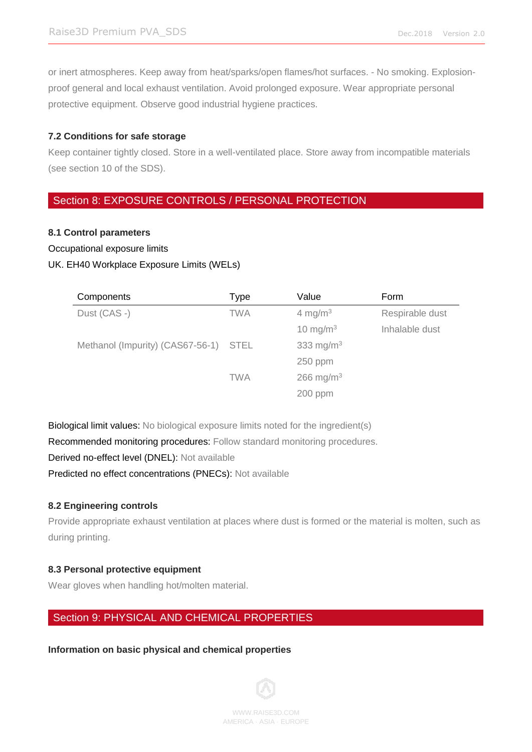or inert atmospheres. Keep away from heat/sparks/open flames/hot surfaces. - No smoking. Explosion-proof general and local exhaust ventilation. Avoid prolonged exposure. Wear appropriate personal protective equipment. Observe good industrial hygiene practices.

### 7.2 Conditions for safe storage

Keep container tightly closed. Store in a well-ventilated place. Store away from incompatible materials (see section 10 of the SDS).

## Section 8: EXPOSURE CONTROLS / PERSONAL PROTECTION

### 8.1 Control parameters

Occupational exposure limits

UK. EH40 Workplace Exposure Limits (WELs)

| Components | Type | Value | Form |
|---|---|---|---|
| Dust (CAS -) | TWA | 4 mg/m$^3$ | Respirable dust |
| | | 10 mg/m$^3$ | Inhalable dust |
| Methanol (Impurity) (CAS67-56-1) | STEL | 333 mg/m$^3$ | |
| | | 250 ppm | |
| | TWA | 266 mg/m$^3$ | |
| | | 200 ppm | |

Biological limit values: No biological exposure limits noted for the ingredient(s)

Recommended monitoring procedures: Follow standard monitoring procedures.

Derived no-effect level (DNEL): Not available

Predicted no effect concentrations (PNECs): Not available

### 8.2 Engineering controls

Provide appropriate exhaust ventilation at places where dust is formed or the material is molten, such as during printing.

### 8.3 Personal protective equipment

Wear gloves when handling hot/molten material.

## Section 9: PHYSICAL AND CHEMICAL PROPERTIES

**Information on basic physical and chemical properties**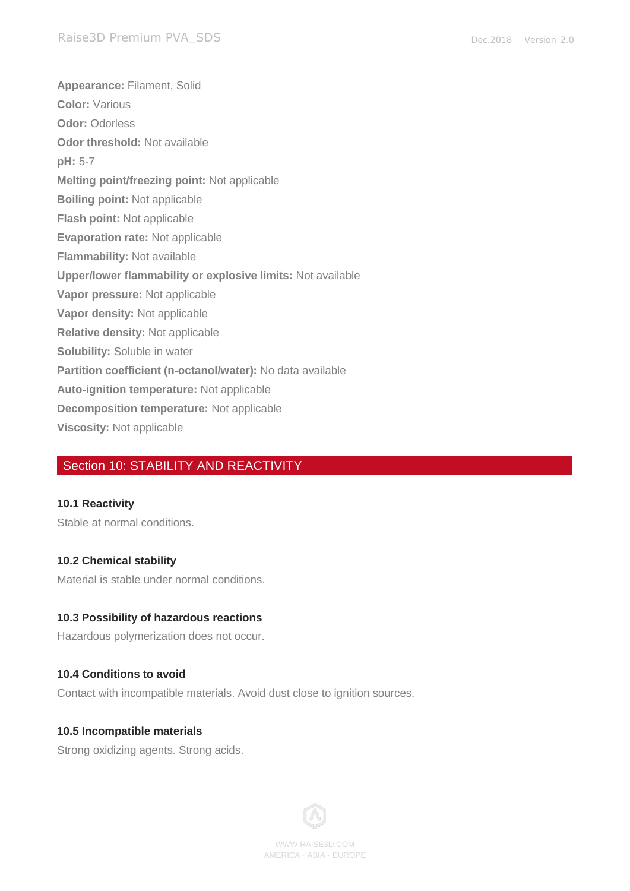**Appearance:** Filament, Solid

**Color:** Various

**Odor:** Odorless

**Odor threshold:** Not available

**pH:** 5-7

**Melting point/freezing point:** Not applicable

**Boiling point:** Not applicable

**Flash point:** Not applicable

**Evaporation rate:** Not applicable

**Flammability:** Not available

**Upper/lower flammability or explosive limits:** Not available

**Vapor pressure:** Not applicable

**Vapor density:** Not applicable

**Relative density:** Not applicable

**Solubility:** Soluble in water

**Partition coefficient (n-octanol/water):** No data available

**Auto-ignition temperature:** Not applicable

**Decomposition temperature:** Not applicable

**Viscosity:** Not applicable

## Section 10: STABILITY AND REACTIVITY

### 10.1 Reactivity

Stable at normal conditions.

### 10.2 Chemical stability

Material is stable under normal conditions.

### 10.3 Possibility of hazardous reactions

Hazardous polymerization does not occur.

### 10.4 Conditions to avoid

Contact with incompatible materials. Avoid dust close to ignition sources.

### 10.5 Incompatible materials

Strong oxidizing agents. Strong acids.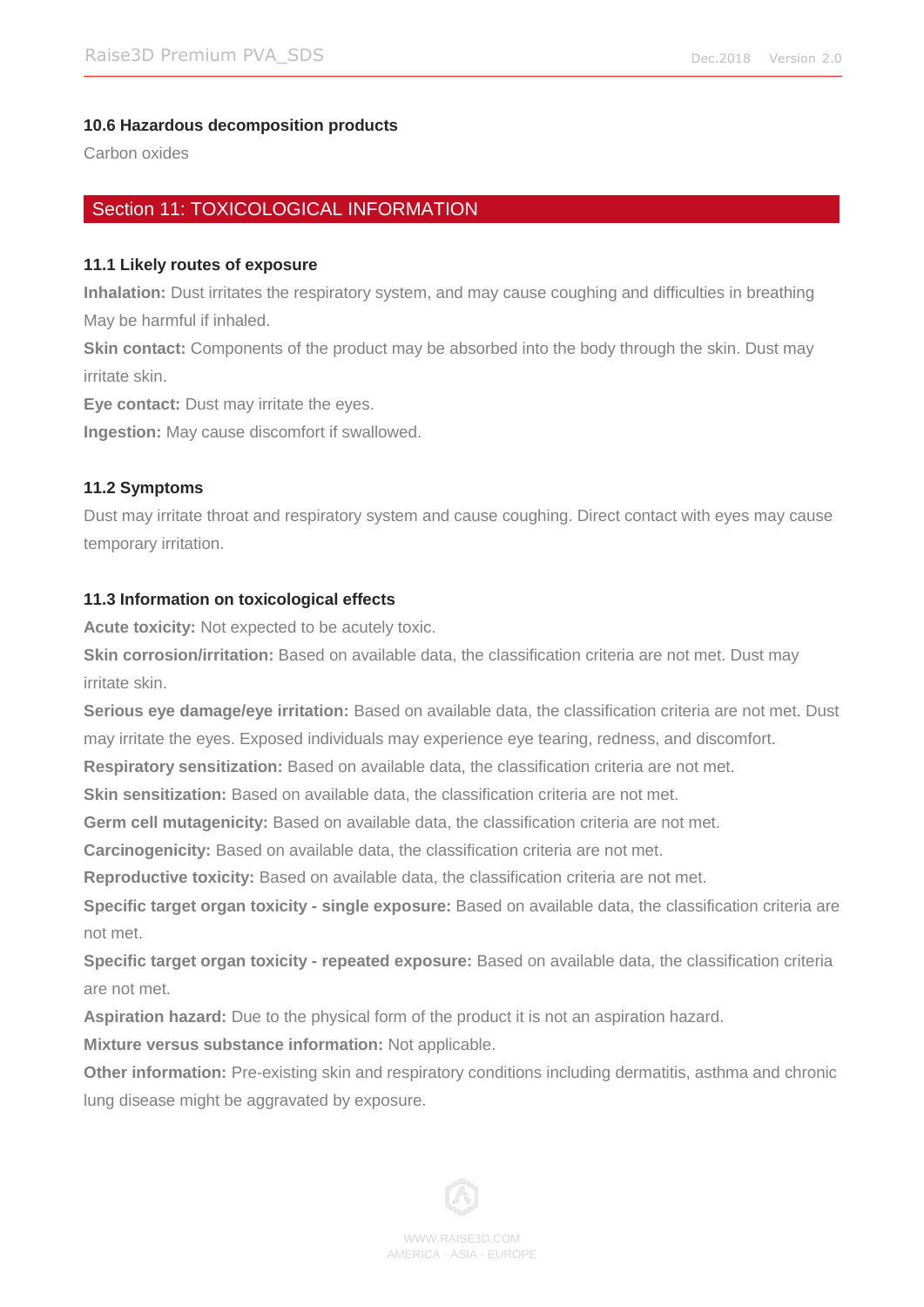### 10.6 Hazardous decomposition products

Carbon oxides

## Section 11: TOXICOLOGICAL INFORMATION

### 11.1 Likely routes of exposure

**Inhalation:** Dust irritates the respiratory system, and may cause coughing and difficulties in breathing May be harmful if inhaled.

**Skin contact:** Components of the product may be absorbed into the body through the skin. Dust may irritate skin.

**Eye contact:** Dust may irritate the eyes.

**Ingestion:** May cause discomfort if swallowed.

### 11.2 Symptoms

Dust may irritate throat and respiratory system and cause coughing. Direct contact with eyes may cause temporary irritation.

### 11.3 Information on toxicological effects

**Acute toxicity:** Not expected to be acutely toxic.

**Skin corrosion/irritation:** Based on available data, the classification criteria are not met. Dust may irritate skin.

**Serious eye damage/eye irritation:** Based on available data, the classification criteria are not met. Dust may irritate the eyes. Exposed individuals may experience eye tearing, redness, and discomfort.

**Respiratory sensitization:** Based on available data, the classification criteria are not met.

**Skin sensitization:** Based on available data, the classification criteria are not met.

**Germ cell mutagenicity:** Based on available data, the classification criteria are not met.

**Carcinogenicity:** Based on available data, the classification criteria are not met.

**Reproductive toxicity:** Based on available data, the classification criteria are not met.

**Specific target organ toxicity - single exposure:** Based on available data, the classification criteria are not met.

**Specific target organ toxicity - repeated exposure:** Based on available data, the classification criteria are not met.

**Aspiration hazard:** Due to the physical form of the product it is not an aspiration hazard.

**Mixture versus substance information:** Not applicable.

**Other information:** Pre-existing skin and respiratory conditions including dermatitis, asthma and chronic lung disease might be aggravated by exposure.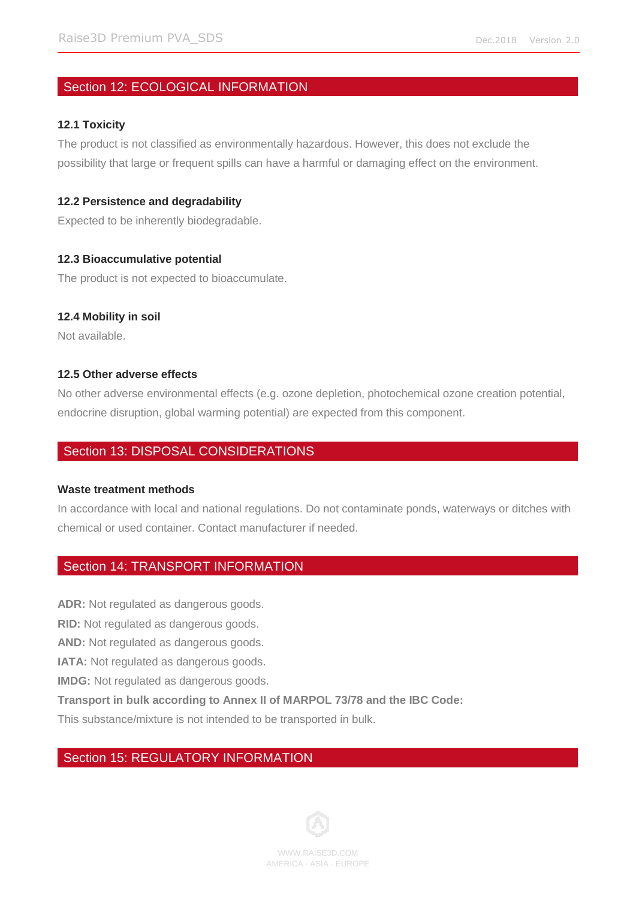## Section 12: ECOLOGICAL INFORMATION

### 12.1 Toxicity

The product is not classified as environmentally hazardous. However, this does not exclude the possibility that large or frequent spills can have a harmful or damaging effect on the environment.

### 12.2 Persistence and degradability

Expected to be inherently biodegradable.

### 12.3 Bioaccumulative potential

The product is not expected to bioaccumulate.

### 12.4 Mobility in soil

Not available.

### 12.5 Other adverse effects

No other adverse environmental effects (e.g. ozone depletion, photochemical ozone creation potential, endocrine disruption, global warming potential) are expected from this component.

## Section 13: DISPOSAL CONSIDERATIONS

### Waste treatment methods

In accordance with local and national regulations. Do not contaminate ponds, waterways or ditches with chemical or used container. Contact manufacturer if needed.

## Section 14: TRANSPORT INFORMATION

**ADR:** Not regulated as dangerous goods.

**RID:** Not regulated as dangerous goods.

**AND:** Not regulated as dangerous goods.

**IATA:** Not regulated as dangerous goods.

**IMDG:** Not regulated as dangerous goods.

**Transport in bulk according to Annex II of MARPOL 73/78 and the IBC Code:**

This substance/mixture is not intended to be transported in bulk.

## Section 15: REGULATORY INFORMATION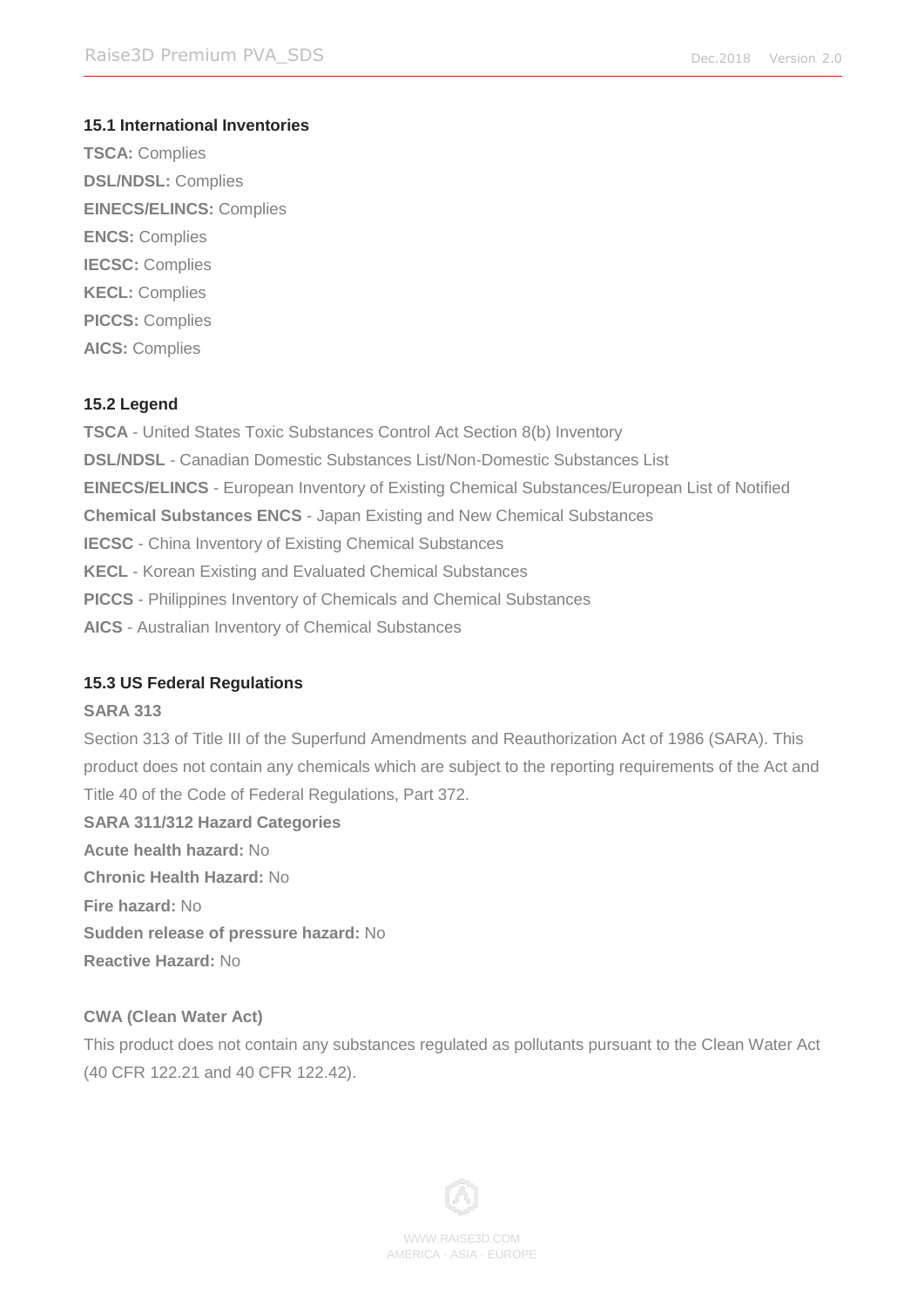### 15.1 International Inventories

**TSCA:** Complies
**DSL/NDSL:** Complies
**EINECS/ELINCS:** Complies
**ENCS:** Complies
**IECSC:** Complies
**KECL:** Complies
**PICCS:** Complies
**AICS:** Complies

### 15.2 Legend

**TSCA** - United States Toxic Substances Control Act Section 8(b) Inventory
**DSL/NDSL** - Canadian Domestic Substances List/Non-Domestic Substances List
**EINECS/ELINCS** - European Inventory of Existing Chemical Substances/European List of Notified
**Chemical Substances ENCS** - Japan Existing and New Chemical Substances
**IECSC** - China Inventory of Existing Chemical Substances
**KECL** - Korean Existing and Evaluated Chemical Substances
**PICCS** - Philippines Inventory of Chemicals and Chemical Substances
**AICS** - Australian Inventory of Chemical Substances

### 15.3 US Federal Regulations

**SARA 313**

Section 313 of Title III of the Superfund Amendments and Reauthorization Act of 1986 (SARA). This product does not contain any chemicals which are subject to the reporting requirements of the Act and Title 40 of the Code of Federal Regulations, Part 372.

**SARA 311/312 Hazard Categories**

**Acute health hazard:** No
**Chronic Health Hazard:** No
**Fire hazard:** No
**Sudden release of pressure hazard:** No
**Reactive Hazard:** No

**CWA (Clean Water Act)**

This product does not contain any substances regulated as pollutants pursuant to the Clean Water Act (40 CFR 122.21 and 40 CFR 122.42).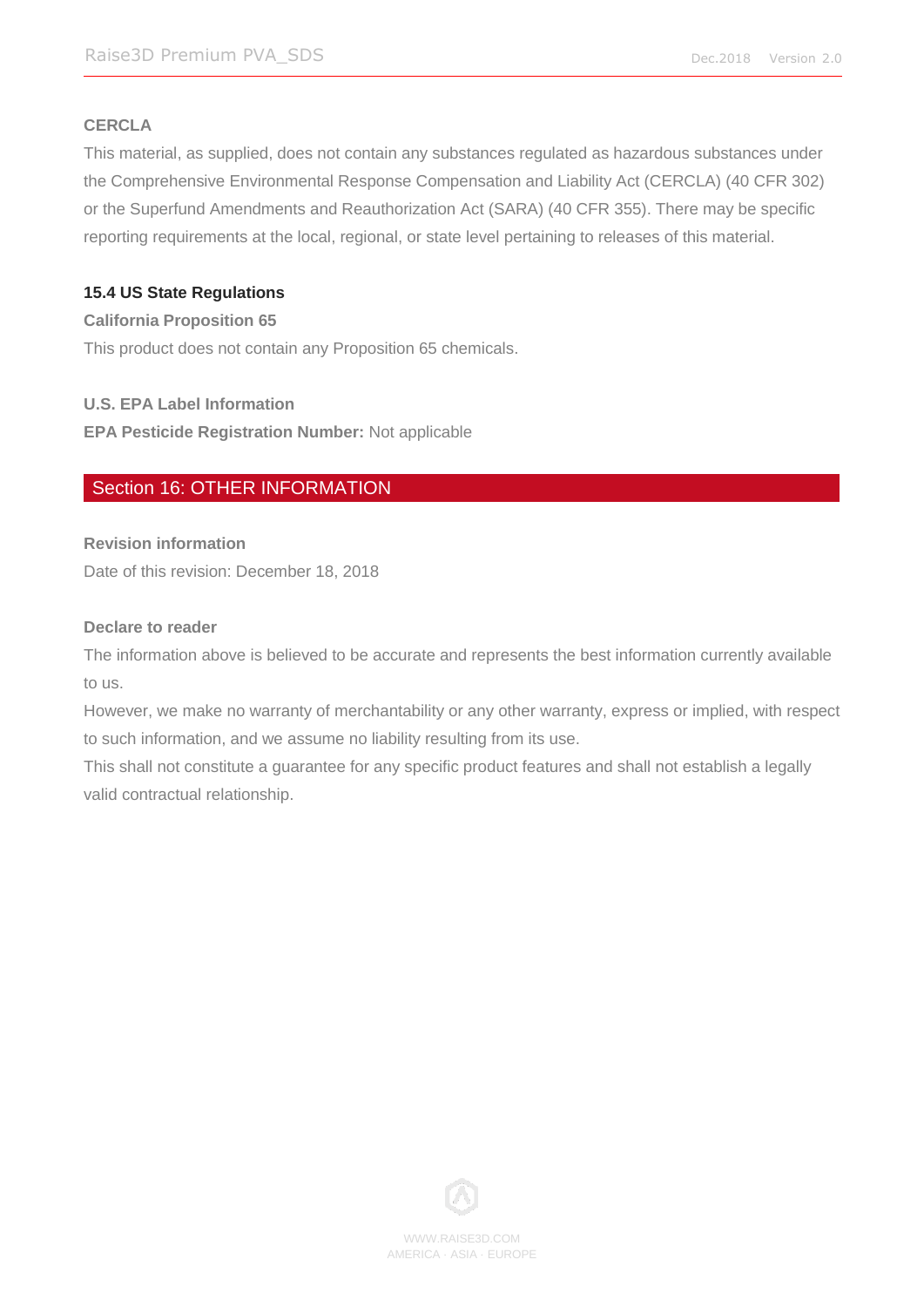**CERCLA**

This material, as supplied, does not contain any substances regulated as hazardous substances under the Comprehensive Environmental Response Compensation and Liability Act (CERCLA) (40 CFR 302) or the Superfund Amendments and Reauthorization Act (SARA) (40 CFR 355). There may be specific reporting requirements at the local, regional, or state level pertaining to releases of this material.

### 15.4 US State Regulations

**California Proposition 65**

This product does not contain any Proposition 65 chemicals.

**U.S. EPA Label Information**

**EPA Pesticide Registration Number:** Not applicable

## Section 16: OTHER INFORMATION

**Revision information**

Date of this revision: December 18, 2018

**Declare to reader**

The information above is believed to be accurate and represents the best information currently available to us.

However, we make no warranty of merchantability or any other warranty, express or implied, with respect to such information, and we assume no liability resulting from its use.

This shall not constitute a guarantee for any specific product features and shall not establish a legally valid contractual relationship.